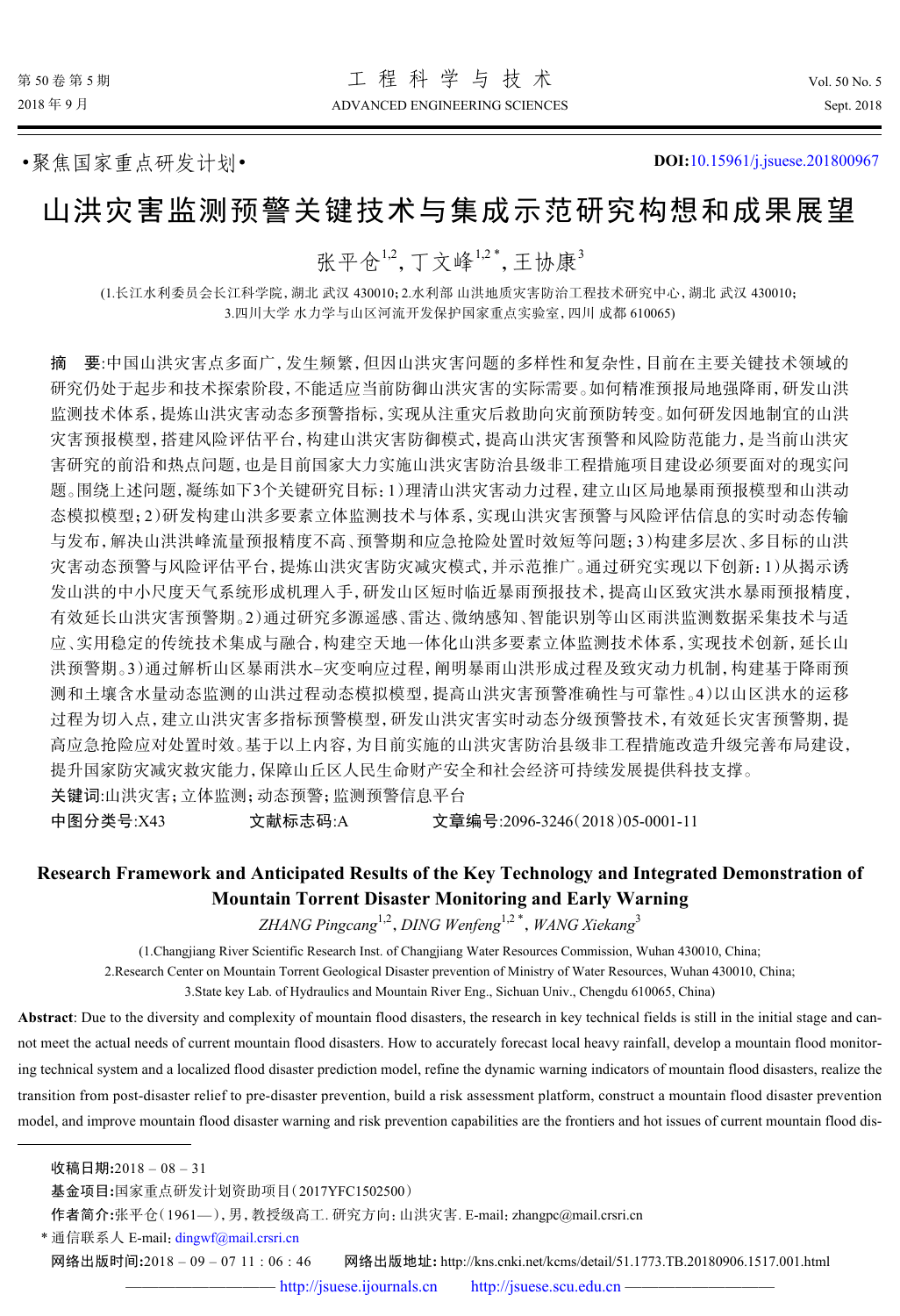•聚焦国家重点研发计划•

DOI:10.15961/j.jsuese.201800967

# 山洪灾害监测预警关键技术与集成示范研究构想和成果展望

张平仓[1,2], 丁文峰[1,2*], 王协康[3]

(1.长江水利委员会长江科学院,湖北 武汉 430010;2.水利部 山洪地质灾害防治工程技术研究中心,湖北 武汉 430010;3.四川大学 水力学与山区河流开发保护国家重点实验室,四川 成都 610065)

**摘　要**:中国山洪灾害点多面广,发生频繁,但因山洪灾害问题的多样性和复杂性,目前在主要关键技术领域的研究仍处于起步和技术探索阶段,不能适应当前防御山洪灾害的实际需要。如何精准预报局地强降雨,研发山洪监测技术体系,提炼山洪灾害动态多预警指标,实现从注重灾后救助向灾前预防转变。如何研发因地制宜的山洪灾害预报模型,搭建风险评估平台,构建山洪灾害防御模式,提高山洪灾害预警和风险防范能力,是当前山洪灾害研究的前沿和热点问题,也是目前国家大力实施山洪灾害防治县级非工程措施项目建设必须要面对的现实问题。围绕上述问题,凝练如下3个关键研究目标:1)理清山洪灾害动力过程,建立山区局地暴雨预报模型和山洪动态模拟模型;2)研发构建山洪多要素立体监测技术与体系,实现山洪灾害预警与风险评估信息的实时动态传输与发布,解决山洪洪峰流量预报精度不高、预警期和应急抢险处置时效短等问题;3)构建多层次、多目标的山洪灾害动态预警与风险评估平台,提炼山洪灾害防灾减灾模式,并示范推广。通过研究实现以下创新:1)从揭示诱发山洪的中小尺度天气系统形成机理入手,研发山区短时临近暴雨预报技术,提高山区致灾洪水暴雨预报精度,有效延长山洪灾害预警期。2)通过研究多源遥感、雷达、微纳感知、智能识别等山区雨洪监测数据采集技术与适应、实用稳定的传统技术集成与融合,构建空天地一体化山洪多要素立体监测技术体系,实现技术创新,延长山洪预警期。3)通过解析山区暴雨洪水–灾变响应过程,阐明暴雨山洪形成过程及致灾动力机制,构建基于降雨预测和土壤含水量动态监测的山洪过程动态模拟模型,提高山洪灾害预警准确性与可靠性。4)以山区洪水的运移过程为切入点,建立山洪灾害多指标预警模型,研发山洪灾害实时动态分级预警技术,有效延长灾害预警期,提高应急抢险应对处置时效。基于以上内容,为目前实施的山洪灾害防治县级非工程措施改造升级完善布局建设,提升国家防灾减灾救灾能力,保障山丘区人民生命财产安全和社会经济可持续发展提供科技支撑。

**关键词**:山洪灾害;立体监测;动态预警;监测预警信息平台

**中图分类号**:X43　　**文献标志码**:A　　**文章编号**:2096-3246(2018)05-0001-11

## Research Framework and Anticipated Results of the Key Technology and Integrated Demonstration of Mountain Torrent Disaster Monitoring and Early Warning

*ZHANG Pingcang*[1,2], *DING Wenfeng*[1,2*], *WANG Xiekang*[3]

(1.Changjiang River Scientific Research Inst. of Changjiang Water Resources Commission, Wuhan 430010, China;
2.Research Center on Mountain Torrent Geological Disaster prevention of Ministry of Water Resources, Wuhan 430010, China;
3.State key Lab. of Hydraulics and Mountain River Eng., Sichuan Univ., Chengdu 610065, China)

**Abstract**: Due to the diversity and complexity of mountain flood disasters, the research in key technical fields is still in the initial stage and cannot meet the actual needs of current mountain flood disasters. How to accurately forecast local heavy rainfall, develop a mountain flood monitoring technical system and a localized flood disaster prediction model, refine the dynamic warning indicators of mountain flood disasters, realize the transition from post-disaster relief to pre-disaster prevention, build a risk assessment platform, construct a mountain flood disaster prevention model, and improve mountain flood disaster warning and risk prevention capabilities are the frontiers and hot issues of current mountain flood dis-

---

**收稿日期**:2018 – 08 – 31

**基金项目**:国家重点研发计划资助项目(2017YFC1502500)

**作者简介**:张平仓(1961—),男,教授级高工. 研究方向:山洪灾害. E-mail: zhangpc@mail.crsri.cn

\* 通信联系人 E-mail: dingwf@mail.crsri.cn

**网络出版时间**:2018 – 09 – 07 11 : 06 : 46　　**网络出版地址**: http://kns.cnki.net/kcms/detail/51.1773.TB.20180906.1517.001.html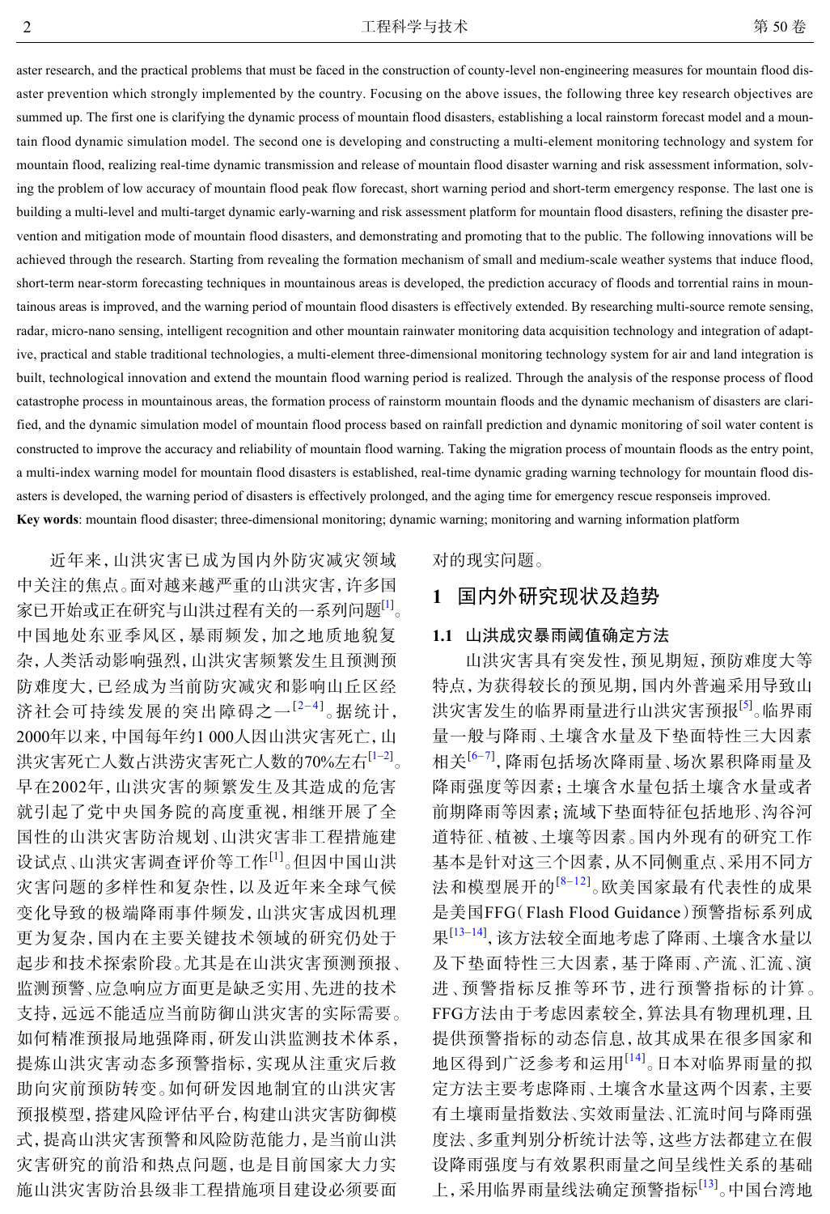aster research, and the practical problems that must be faced in the construction of county-level non-engineering measures for mountain flood disaster prevention which strongly implemented by the country. Focusing on the above issues, the following three key research objectives are summed up. The first one is clarifying the dynamic process of mountain flood disasters, establishing a local rainstorm forecast model and a mountain flood dynamic simulation model. The second one is developing and constructing a multi-element monitoring technology and system for mountain flood, realizing real-time dynamic transmission and release of mountain flood disaster warning and risk assessment information, solving the problem of low accuracy of mountain flood peak flow forecast, short warning period and short-term emergency response. The last one is building a multi-level and multi-target dynamic early-warning and risk assessment platform for mountain flood disasters, refining the disaster prevention and mitigation mode of mountain flood disasters, and demonstrating and promoting that to the public. The following innovations will be achieved through the research. Starting from revealing the formation mechanism of small and medium-scale weather systems that induce flood, short-term near-storm forecasting techniques in mountainous areas is developed, the prediction accuracy of floods and torrential rains in mountainous areas is improved, and the warning period of mountain flood disasters is effectively extended. By researching multi-source remote sensing, radar, micro-nano sensing, intelligent recognition and other mountain rainwater monitoring data acquisition technology and integration of adaptive, practical and stable traditional technologies, a multi-element three-dimensional monitoring technology system for air and land integration is built, technological innovation and extend the mountain flood warning period is realized. Through the analysis of the response process of flood catastrophe process in mountainous areas, the formation process of rainstorm mountain floods and the dynamic mechanism of disasters are clarified, and the dynamic simulation model of mountain flood process based on rainfall prediction and dynamic monitoring of soil water content is constructed to improve the accuracy and reliability of mountain flood warning. Taking the migration process of mountain floods as the entry point, a multi-index warning model for mountain flood disasters is established, real-time dynamic grading warning technology for mountain flood disasters is developed, the warning period of disasters is effectively prolonged, and the aging time for emergency rescue responseis improved.

**Key words**: mountain flood disaster; three-dimensional monitoring; dynamic warning; monitoring and warning information platform

近年来，山洪灾害已成为国内外防灾减灾领域中关注的焦点。面对越来越严重的山洪灾害，许多国家已开始或正在研究与山洪过程有关的一系列问题[1]。中国地处东亚季风区，暴雨频发，加之地质地貌复杂，人类活动影响强烈，山洪灾害频繁发生且预测预防难度大，已经成为当前防灾减灾和影响山丘区经济社会可持续发展的突出障碍之一[2–4]。据统计，2000年以来，中国每年约1 000人因山洪灾害死亡，山洪灾害死亡人数占洪涝灾害死亡人数的70%左右[1–2]。早在2002年，山洪灾害的频繁发生及其造成的危害就引起了党中央国务院的高度重视，相继开展了全国性的山洪灾害防治规划、山洪灾害非工程措施建设试点、山洪灾害调查评价等工作[1]。但因中国山洪灾害问题的多样性和复杂性，以及近年来全球气候变化导致的极端降雨事件频发，山洪灾害成因机理更为复杂，国内在主要关键技术领域的研究仍处于起步和技术探索阶段。尤其是在山洪灾害预测预报、监测预警、应急响应方面更是缺乏实用、先进的技术支持，远远不能适应当前防御山洪灾害的实际需要。如何精准预报局地强降雨，研发山洪监测技术体系，提炼山洪灾害动态多预警指标，实现从注重灾后救助向灾前预防转变。如何研发因地制宜的山洪灾害预报模型，搭建风险评估平台，构建山洪灾害防御模式，提高山洪灾害预警和风险防范能力，是当前山洪灾害研究的前沿和热点问题，也是目前国家大力实施山洪灾害防治县级非工程措施项目建设必须要面对的现实问题。

## 1 国内外研究现状及趋势

### 1.1 山洪成灾暴雨阈值确定方法

山洪灾害具有突发性，预见期短，预防难度大等特点，为获得较长的预见期，国内外普遍采用导致山洪灾害发生的临界雨量进行山洪灾害预报[5]。临界雨量一般与降雨、土壤含水量及下垫面特性三大因素相关[6–7]，降雨包括场次降雨量、场次累积降雨量及降雨强度等因素；土壤含水量包括土壤含水量或者前期降雨等因素；流域下垫面特征包括地形、沟谷河道特征、植被、土壤等因素。国内外现有的研究工作基本是针对这三个因素，从不同侧重点、采用不同方法和模型展开的[8–12]。欧美国家最有代表性的成果是美国FFG（Flash Flood Guidance）预警指标系列成果[13–14]，该方法较全面地考虑了降雨、土壤含水量以及下垫面特性三大因素，基于降雨、产流、汇流、演进、预警指标反推等环节，进行预警指标的计算。FFG方法由于考虑因素较全，算法具有物理机理，且提供预警指标的动态信息，故其成果在很多国家和地区得到广泛参考和运用[14]。日本对临界雨量的拟定方法主要考虑降雨、土壤含水量这两个因素，主要有土壤雨量指数法、实效雨量法、汇流时间与降雨强度法、多重判别分析统计法等，这些方法都建立在假设降雨强度与有效累积雨量之间呈线性关系的基础上，采用临界雨量线法确定预警指标[13]。中国台湾地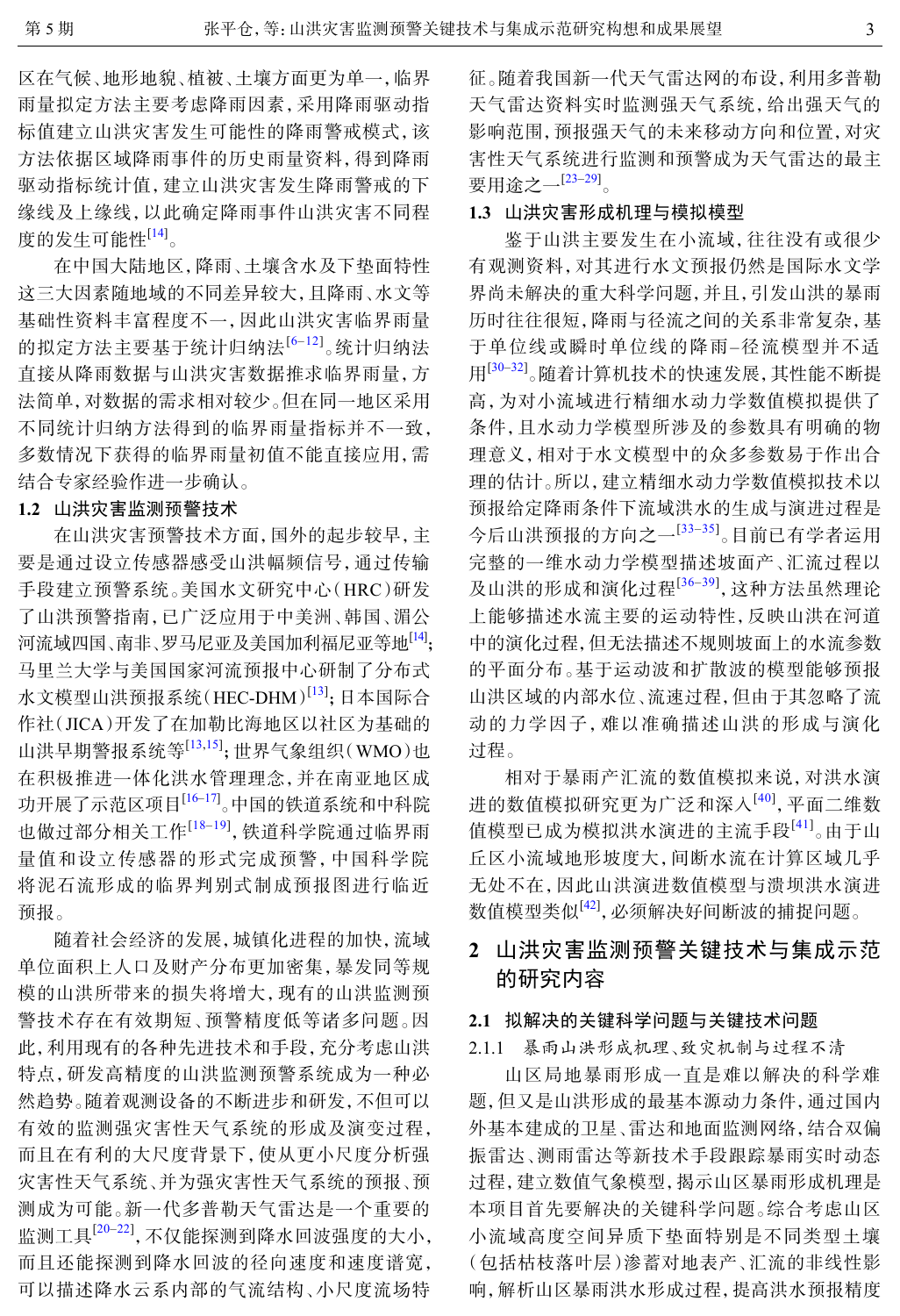区在气候、地形地貌、植被、土壤方面更为单一，临界雨量拟定方法主要考虑降雨因素，采用降雨驱动指标值建立山洪灾害发生可能性的降雨警戒模式，该方法依据区域降雨事件的历史雨量资料，得到降雨驱动指标统计值，建立山洪灾害发生降雨警戒的下缘线及上缘线，以此确定降雨事件山洪灾害不同程度的发生可能性[14]。

在中国大陆地区，降雨、土壤含水及下垫面特性这三大因素随地域的不同差异较大，且降雨、水文等基础性资料丰富程度不一，因此山洪灾害临界雨量的拟定方法主要基于统计归纳法[6–12]。统计归纳法直接从降雨数据与山洪灾害数据推求临界雨量，方法简单，对数据的需求相对较少。但在同一地区采用不同统计归纳方法得到的临界雨量指标并不一致，多数情况下获得的临界雨量初值不能直接应用，需结合专家经验作进一步确认。

### 1.2 山洪灾害监测预警技术

在山洪灾害预警技术方面，国外的起步较早，主要是通过设立传感器感受山洪幅频信号，通过传输手段建立预警系统。美国水文研究中心（HRC）研发了山洪预警指南，已广泛应用于中美洲、韩国、湄公河流域四国、南非、罗马尼亚及美国加利福尼亚等地[14]；马里兰大学与美国国家河流预报中心研制了分布式水文模型山洪预报系统（HEC-DHM）[13]；日本国际合作社（JICA）开发了在加勒比海地区以社区为基础的山洪早期警报系统等[13,15]；世界气象组织（WMO）也在积极推进一体化洪水管理理念，并在南亚地区成功开展了示范区项目[16–17]。中国的铁道系统和中科院也做过部分相关工作[18–19]，铁道科学院通过临界雨量值和设立传感器的形式完成预警，中国科学院将泥石流形成的临界判别式制成预报图进行临近预报。

随着社会经济的发展，城镇化进程的加快，流域单位面积上人口及财产分布更加密集，暴发同等规模的山洪所带来的损失将增大，现有的山洪监测预警技术存在有效期短、预警精度低等诸多问题。因此，利用现有的各种先进技术和手段，充分考虑山洪特点，研发高精度的山洪监测预警系统成为一种必然趋势。随着观测设备的不断进步和研发，不但可以有效的监测强灾害性天气系统的形成及演变过程，而且在有利的大尺度背景下，使从更小尺度分析强灾害性天气系统、并为强灾害性天气系统的预报、预测成为可能。新一代多普勒天气雷达是一个重要的监测工具[20–22]，不仅能探测到降水回波强度的大小，而且还能探测到降水回波的径向速度和速度谱宽，可以描述降水云系内部的气流结构、小尺度流场特征。随着我国新一代天气雷达网的布设，利用多普勒天气雷达资料实时监测强天气系统，给出强天气的影响范围，预报强天气的未来移动方向和位置，对灾害性天气系统进行监测和预警成为天气雷达的最主要用途之一[23–29]。

### 1.3 山洪灾害形成机理与模拟模型

鉴于山洪主要发生在小流域，往往没有或很少有观测资料，对其进行水文预报仍然是国际水文学界尚未解决的重大科学问题，并且，引发山洪的暴雨历时往往很短，降雨与径流之间的关系非常复杂，基于单位线或瞬时单位线的降雨–径流模型并不适用[30–32]。随着计算机技术的快速发展，其性能不断提高，为对小流域进行精细水动力学数值模拟提供了条件，且水动力学模型所涉及的参数具有明确的物理意义，相对于水文模型中的众多参数易于作出合理的估计。所以，建立精细水动力学数值模拟技术以预报给定降雨条件下流域洪水的生成与演进过程是今后山洪预报的方向之一[33–35]。目前已有学者运用完整的一维水动力学模型描述坡面产、汇流过程以及山洪的形成和演化过程[36–39]，这种方法虽然理论上能够描述水流主要的运动特性，反映山洪在河道中的演化过程，但无法描述不规则坡面上的水流参数的平面分布。基于运动波和扩散波的模型能够预报山洪区域的内部水位、流速过程，但由于其忽略了流动的力学因子，难以准确描述山洪的形成与演化过程。

相对于暴雨产汇流的数值模拟来说，对洪水演进的数值模拟研究更为广泛和深入[40]，平面二维数值模型已成为模拟洪水演进的主流手段[41]。由于山丘区小流域地形坡度大，间断水流在计算区域几乎无处不在，因此山洪演进数值模型与溃坝洪水演进数值模型类似[42]，必须解决好间断波的捕捉问题。

## 2 山洪灾害监测预警关键技术与集成示范的研究内容

### 2.1 拟解决的关键科学问题与关键技术问题

#### 2.1.1 暴雨山洪形成机理、致灾机制与过程不清

山区局地暴雨形成一直是难以解决的科学难题，但又是山洪形成的最基本源动力条件，通过国内外基本建成的卫星、雷达和地面监测网络，结合双偏振雷达、测雨雷达等新技术手段跟踪暴雨实时动态过程，建立数值气象模型，揭示山区暴雨形成机理是本项目首先要解决的关键科学问题。综合考虑山区小流域高度空间异质下垫面特别是不同类型土壤（包括枯枝落叶层）渗蓄对地表产、汇流的非线性影响，解析山区暴雨洪水形成过程，提高洪水预报精度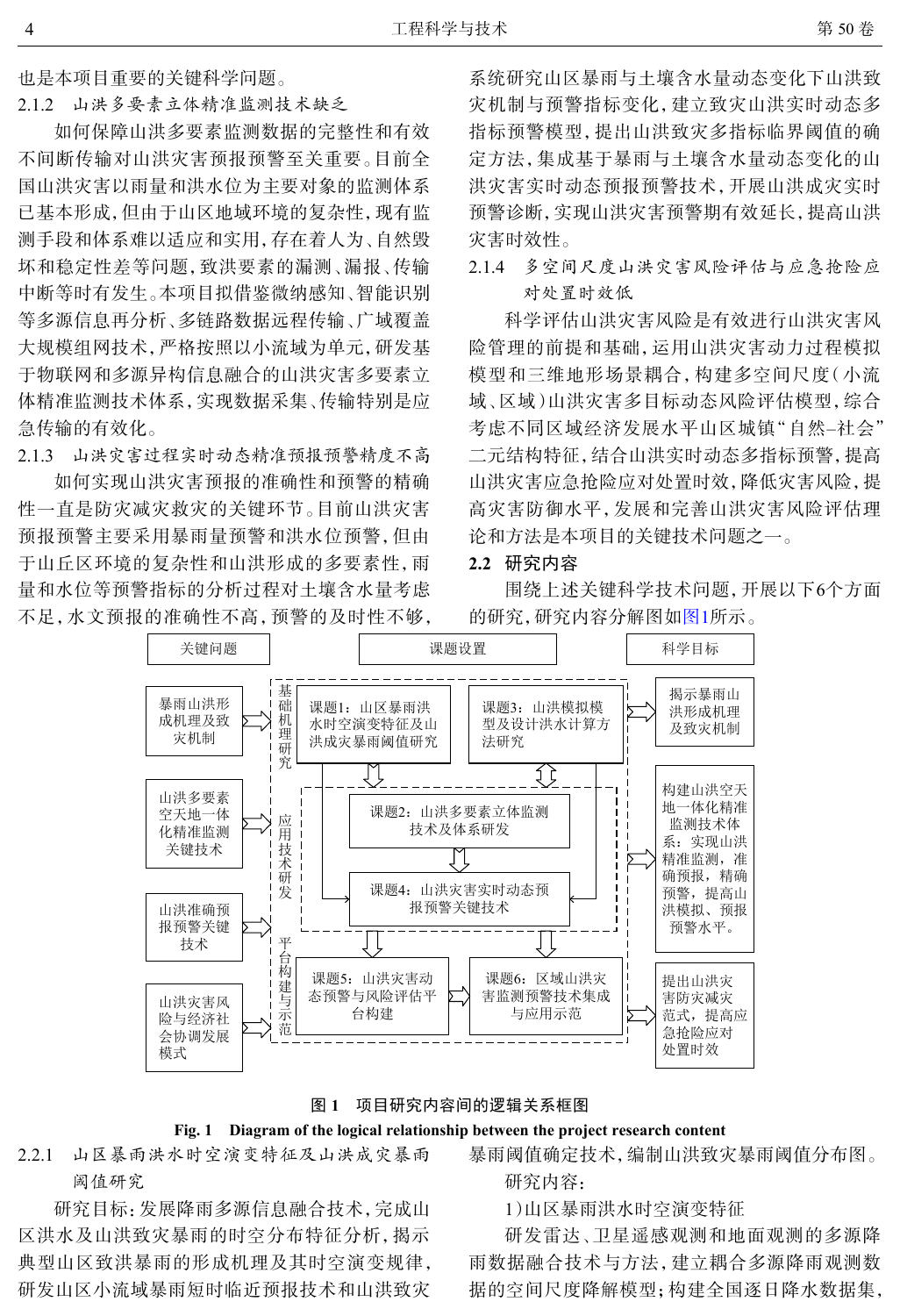也是本项目重要的关键科学问题。

#### 2.1.2 山洪多要素立体精准监测技术缺乏

如何保障山洪多要素监测数据的完整性和有效不间断传输对山洪灾害预报预警至关重要。目前全国山洪灾害以雨量和洪水位为主要对象的监测体系已基本形成，但由于山区地域环境的复杂性，现有监测手段和体系难以适应和实用，存在着人为、自然毁坏和稳定性差等问题，致洪要素的漏测、漏报、传输中断等时有发生。本项目拟借鉴微纳感知、智能识别等多源信息再分析、多链路数据远程传输、广域覆盖大规模组网技术，严格按照以小流域为单元，研发基于物联网和多源异构信息融合的山洪灾害多要素立体精准监测技术体系，实现数据采集、传输特别是应急传输的有效化。

#### 2.1.3 山洪灾害过程实时动态精准预报预警精度不高

如何实现山洪灾害预报的准确性和预警的精确性一直是防灾减灾救灾的关键环节。目前山洪灾害预报预警主要采用暴雨量预警和洪水位预警，但由于山丘区环境的复杂性和山洪形成的多要素性，雨量和水位等预警指标的分析过程对土壤含水量考虑不足，水文预报的准确性不高，预警的及时性不够，系统研究山区暴雨与土壤含水量动态变化下山洪致灾机制与预警指标变化，建立致灾山洪实时动态多指标预警模型，提出山洪致灾多指标临界阈值的确定方法，集成基于暴雨与土壤含水量动态变化的山洪灾害实时动态预报预警技术，开展山洪成灾实时预警诊断，实现山洪灾害预警期有效延长，提高山洪灾害时效性。

#### 2.1.4 多空间尺度山洪灾害风险评估与应急抢险应对处置时效低

科学评估山洪灾害风险是有效进行山洪灾害风险管理的前提和基础，运用山洪灾害动力过程模拟模型和三维地形场景耦合，构建多空间尺度（小流域、区域）山洪灾害多目标动态风险评估模型，综合考虑不同区域经济发展水平山区城镇"自然–社会"二元结构特征，结合山洪实时动态多指标预警，提高山洪灾害应急抢险应对处置时效，降低灾害风险，提高灾害防御水平，发展和完善山洪灾害风险评估理论和方法是本项目的关键技术问题之一。

### 2.2 研究内容

围绕上述关键科学技术问题，开展以下6个方面的研究，研究内容分解图如图1所示。

图 1 项目研究内容间的逻辑关系框图

Fig. 1 Diagram of the logical relationship between the project research content

#### 2.2.1 山区暴雨洪水时空演变特征及山洪成灾暴雨阈值研究

研究目标：发展降雨多源信息融合技术，完成山区洪水及山洪致灾暴雨的时空分布特征分析，揭示典型山区致洪暴雨的形成机理及其时空演变规律，研发山区小流域暴雨短时临近预报技术和山洪致灾暴雨阈值确定技术，编制山洪致灾暴雨阈值分布图。

研究内容：

1）山区暴雨洪水时空演变特征

研发雷达、卫星遥感观测和地面观测的多源降雨数据融合技术与方法，建立耦合多源降雨观测数据的空间尺度降解模型；构建全国逐日降水数据集，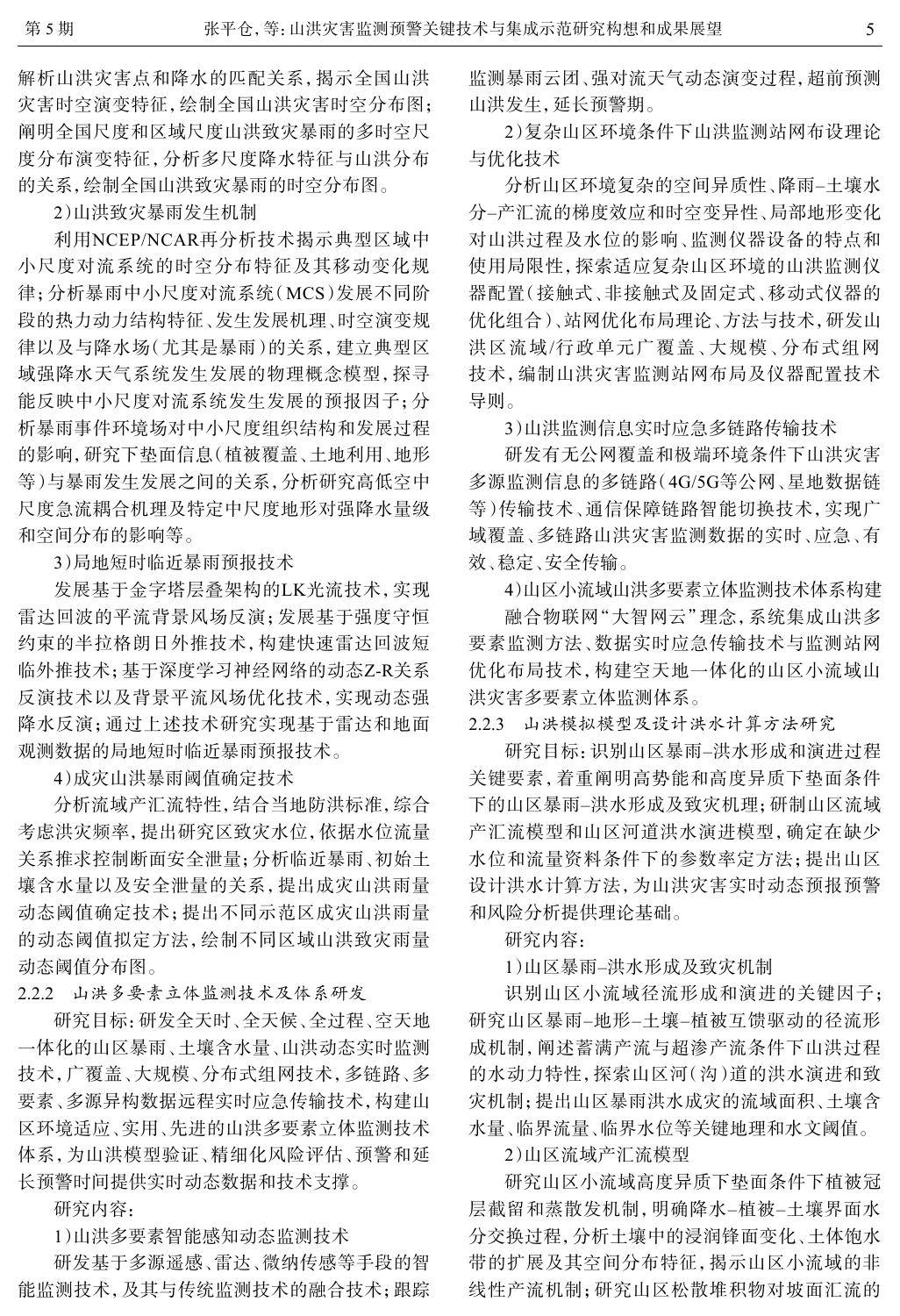解析山洪灾害点和降水的匹配关系，揭示全国山洪灾害时空演变特征，绘制全国山洪灾害时空分布图；阐明全国尺度和区域尺度山洪致灾暴雨的多时空尺度分布演变特征，分析多尺度降水特征与山洪分布的关系，绘制全国山洪致灾暴雨的时空分布图。

2)山洪致灾暴雨发生机制

利用NCEP/NCAR再分析技术揭示典型区域中小尺度对流系统的时空分布特征及其移动变化规律；分析暴雨中小尺度对流系统（MCS）发展不同阶段的热力动力结构特征、发生发展机理、时空演变规律以及与降水场（尤其是暴雨）的关系，建立典型区域强降水天气系统发生发展的物理概念模型，探寻能反映中小尺度对流系统发生发展的预报因子；分析暴雨事件环境场对中小尺度组织结构和发展过程的影响，研究下垫面信息（植被覆盖、土地利用、地形等）与暴雨发生发展之间的关系，分析研究高低空中尺度急流耦合机理及特定中尺度地形对强降水量级和空间分布的影响等。

3)局地短时临近暴雨预报技术

发展基于金字塔层叠架构的LK光流技术，实现雷达回波的平流背景风场反演；发展基于强度守恒约束的半拉格朗日外推技术，构建快速雷达回波短临外推技术；基于深度学习神经网络的动态Z-R关系反演技术以及背景平流风场优化技术，实现动态强降水反演；通过上述技术研究实现基于雷达和地面观测数据的局地短时临近暴雨预报技术。

4)成灾山洪暴雨阈值确定技术

分析流域产汇流特性，结合当地防洪标准，综合考虑洪灾频率，提出研究区致灾水位，依据水位流量关系推求控制断面安全泄量；分析临近暴雨、初始土壤含水量以及安全泄量的关系，提出成灾山洪雨量动态阈值确定技术；提出不同示范区成灾山洪雨量的动态阈值拟定方法，绘制不同区域山洪致灾雨量动态阈值分布图。

#### 2.2.2 山洪多要素立体监测技术及体系研发

研究目标：研发全天时、全天候、全过程、空天地一体化的山区暴雨、土壤含水量、山洪动态实时监测技术，广覆盖、大规模、分布式组网技术，多链路、多要素、多源异构数据远程实时应急传输技术，构建山区环境适应、实用、先进的山洪多要素立体监测技术体系，为山洪模型验证、精细化风险评估、预警和延长预警时间提供实时动态数据和技术支撑。

研究内容：

1)山洪多要素智能感知动态监测技术

研发基于多源遥感、雷达、微纳传感等手段的智能监测技术，及其与传统监测技术的融合技术；跟踪监测暴雨云团、强对流天气动态演变过程，超前预测山洪发生，延长预警期。

2)复杂山区环境条件下山洪监测站网布设理论与优化技术

分析山区环境复杂的空间异质性、降雨-土壤水分-产汇流的梯度效应和时空变异性、局部地形变化对山洪过程及水位的影响、监测仪器设备的特点和使用局限性，探索适应复杂山区环境的山洪监测仪器配置（接触式、非接触式及固定式、移动式仪器的优化组合）、站网优化布局理论、方法与技术，研发山洪区流域/行政单元广覆盖、大规模、分布式组网技术，编制山洪灾害监测站网布局及仪器配置技术导则。

3)山洪监测信息实时应急多链路传输技术

研发有无公网覆盖和极端环境条件下山洪灾害多源监测信息的多链路（4G/5G等公网、星地数据链等）传输技术、通信保障链路智能切换技术，实现广域覆盖、多链路山洪灾害监测数据的实时、应急、有效、稳定、安全传输。

4)山区小流域山洪多要素立体监测技术体系构建

融合物联网"大智网云"理念，系统集成山洪多要素监测方法、数据实时应急传输技术与监测站网优化布局技术，构建空天地一体化的山区小流域山洪灾害多要素立体监测体系。

#### 2.2.3 山洪模拟模型及设计洪水计算方法研究

研究目标：识别山区暴雨-洪水形成和演进过程关键要素，着重阐明高势能和高度异质下垫面条件下的山区暴雨-洪水形成及致灾机理；研制山区流域产汇流模型和山区河道洪水演进模型，确定在缺少水位和流量资料条件下的参数率定方法；提出山区设计洪水计算方法，为山洪灾害实时动态预报预警和风险分析提供理论基础。

研究内容：

1)山区暴雨-洪水形成及致灾机制

识别山区小流域径流形成和演进的关键因子；研究山区暴雨-地形-土壤-植被互馈驱动的径流形成机制，阐述蓄满产流与超渗产流条件下山洪过程的水动力特性，探索山区河（沟）道的洪水演进和致灾机制；提出山区暴雨洪水成灾的流域面积、土壤含水量、临界流量、临界水位等关键地理和水文阈值。

2)山区流域产汇流模型

研究山区小流域高度异质下垫面条件下植被冠层截留和蒸散发机制，明确降水-植被-土壤界面水分交换过程，分析土壤中的浸润锋面变化、土体饱水带的扩展及其空间分布特征，揭示山区小流域的非线性产流机制；研究山区松散堆积物对坡面汇流的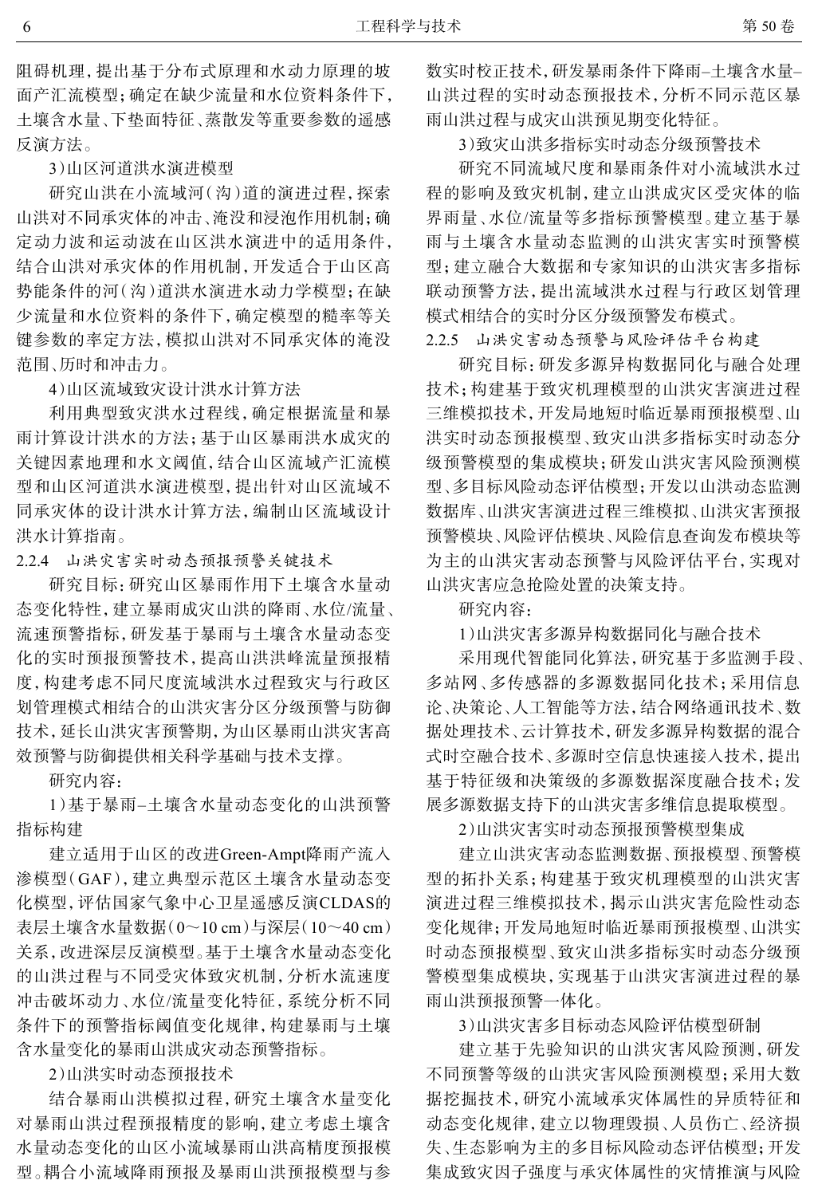阻碍机理，提出基于分布式原理和水动力原理的坡面产汇流模型；确定在缺少流量和水位资料条件下，土壤含水量、下垫面特征、蒸散发等重要参数的遥感反演方法。

3）山区河道洪水演进模型

研究山洪在小流域河（沟）道的演进过程，探索山洪对不同承灾体的冲击、淹没和浸泡作用机制；确定动力波和运动波在山区洪水演进中的适用条件，结合山洪对承灾体的作用机制，开发适合于山区高势能条件的河（沟）道洪水演进水动力学模型；在缺少流量和水位资料的条件下，确定模型的糙率等关键参数的率定方法，模拟山洪对不同承灾体的淹没范围、历时和冲击力。

4）山区流域致灾设计洪水计算方法

利用典型致灾洪水过程线，确定根据流量和暴雨计算设计洪水的方法；基于山区暴雨洪水成灾的关键因素地理和水文阈值，结合山区流域产汇流模型和山区河道洪水演进模型，提出针对山区流域不同承灾体的设计洪水计算方法，编制山区流域设计洪水计算指南。

#### 2.2.4 山洪灾害实时动态预报预警关键技术

研究目标：研究山区暴雨作用下土壤含水量动态变化特性，建立暴雨成灾山洪的降雨、水位/流量、流速预警指标，研发基于暴雨与土壤含水量动态变化的实时预报预警技术，提高山洪洪峰流量预报精度，构建考虑不同尺度流域洪水过程致灾与行政区划管理模式相结合的山洪灾害分区分级预警与防御技术，延长山洪灾害预警期，为山区暴雨山洪灾害高效预警与防御提供相关科学基础与技术支撑。

研究内容：

1）基于暴雨–土壤含水量动态变化的山洪预警指标构建

建立适用于山区的改进Green-Ampt降雨产流入渗模型（GAF），建立典型示范区土壤含水量动态变化模型，评估国家气象中心卫星遥感反演CLDAS的表层土壤含水量数据（0～10 cm）与深层（10～40 cm）关系，改进深层反演模型。基于土壤含水量动态变化的山洪过程与不同受灾体致灾机制，分析水流速度冲击破坏动力、水位/流量变化特征，系统分析不同条件下的预警指标阈值变化规律，构建暴雨与土壤含水量变化的暴雨山洪成灾动态预警指标。

2）山洪实时动态预报技术

结合暴雨山洪模拟过程，研究土壤含水量变化对暴雨山洪过程预报精度的影响，建立考虑土壤含水量动态变化的山区小流域暴雨山洪高精度预报模型。耦合小流域降雨预报及暴雨山洪预报模型与参数实时校正技术，研发暴雨条件下降雨–土壤含水量–山洪过程的实时动态预报技术，分析不同示范区暴雨山洪过程与成灾山洪预见期变化特征。

3）致灾山洪多指标实时动态分级预警技术

研究不同流域尺度和暴雨条件对小流域洪水过程的影响及致灾机制，建立山洪成灾区受灾体的临界雨量、水位/流量等多指标预警模型。建立基于暴雨与土壤含水量动态监测的山洪灾害实时预警模型；建立融合大数据和专家知识的山洪灾害多指标联动预警方法，提出流域洪水过程与行政区划管理模式相结合的实时分区分级预警发布模式。

#### 2.2.5 山洪灾害动态预警与风险评估平台构建

研究目标：研发多源异构数据同化与融合处理技术；构建基于致灾机理模型的山洪灾害演进过程三维模拟技术，开发局地短时临近暴雨预报模型、山洪实时动态预报模型、致灾山洪多指标实时动态分级预警模型的集成模块；研发山洪灾害风险预测模型、多目标风险动态评估模型；开发以山洪动态监测数据库、山洪灾害演进过程三维模拟、山洪灾害预报预警模块、风险评估模块、风险信息查询发布模块等为主的山洪灾害动态预警与风险评估平台，实现对山洪灾害应急抢险处置的决策支持。

研究内容：

1）山洪灾害多源异构数据同化与融合技术

采用现代智能同化算法，研究基于多监测手段、多站网、多传感器的多源数据同化技术；采用信息论、决策论、人工智能等方法，结合网络通讯技术、数据处理技术、云计算技术，研发多源异构数据的混合式时空融合技术、多源时空信息快速接入技术，提出基于特征级和决策级的多源数据深度融合技术；发展多源数据支持下的山洪灾害多维信息提取模型。

2）山洪灾害实时动态预报预警模型集成

建立山洪灾害动态监测数据、预报模型、预警模型的拓扑关系；构建基于致灾机理模型的山洪灾害演进过程三维模拟技术，揭示山洪灾害危险性动态变化规律；开发局地短时临近暴雨预报模型、山洪实时动态预报模型、致灾山洪多指标实时动态分级预警模型集成模块，实现基于山洪灾害演进过程的暴雨山洪预报预警一体化。

3）山洪灾害多目标动态风险评估模型研制

建立基于先验知识的山洪灾害风险预测，研发不同预警等级的山洪灾害风险预测模型；采用大数据挖掘技术，研究小流域承灾体属性的异质特征和动态变化规律，建立以物理毁损、人员伤亡、经济损失、生态影响为主的多目标风险动态评估模型；开发集成致灾因子强度与承灾体属性的灾情推演与风险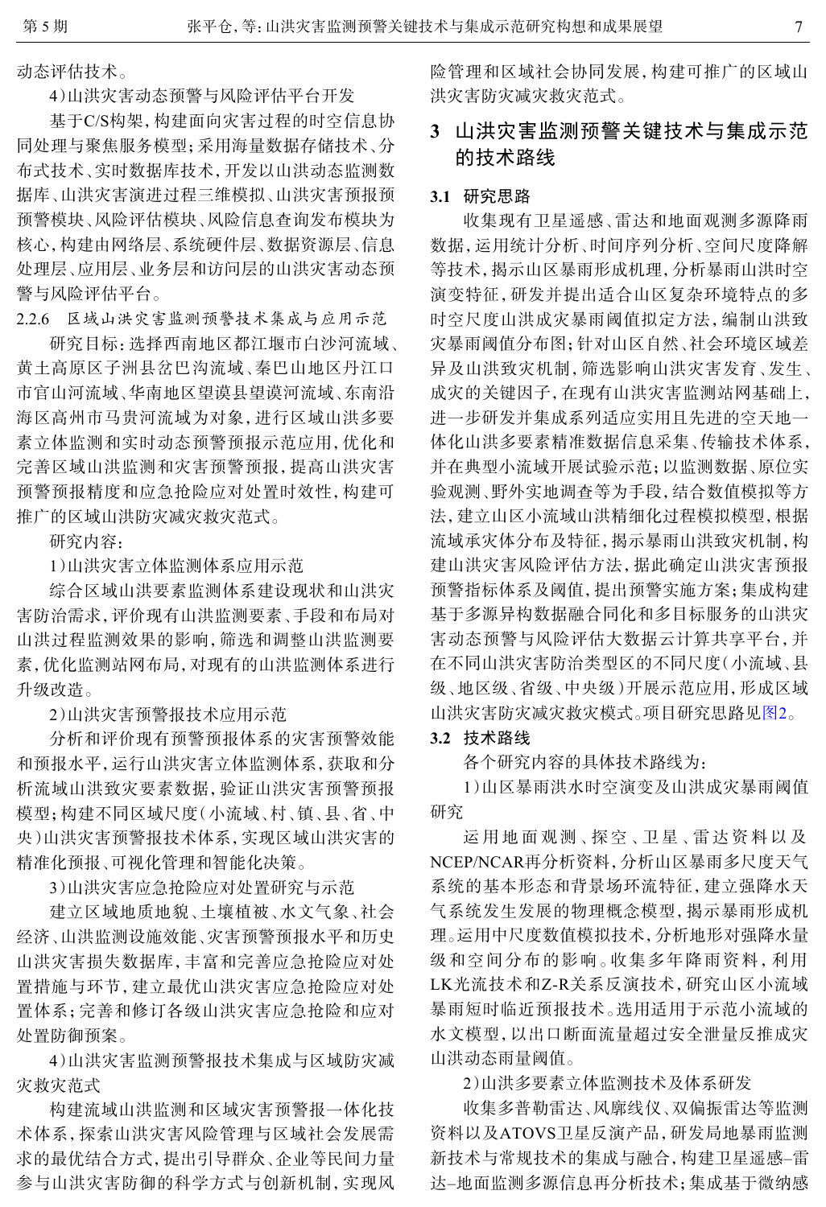动态评估技术。

4)山洪灾害动态预警与风险评估平台开发

基于C/S构架，构建面向灾害过程的时空信息协同处理与聚焦服务模型；采用海量数据存储技术、分布式技术、实时数据库技术，开发以山洪动态监测数据库、山洪灾害演进过程三维模拟、山洪灾害预报预警模块、风险评估模块、风险信息查询发布模块为核心，构建由网络层、系统硬件层、数据资源层、信息处理层、应用层、业务层和访问层的山洪灾害动态预警与风险评估平台。

#### 2.2.6 区域山洪灾害监测预警技术集成与应用示范

研究目标：选择西南地区都江堰市白沙河流域、黄土高原区子洲县岔巴沟流域、秦巴山地区丹江口市官山河流域、华南地区望谟县望谟河流域、东南沿海区高州市马贯河流域为对象，进行区域山洪多要素立体监测和实时动态预警预报示范应用，优化和完善区域山洪监测和灾害预警预报，提高山洪灾害预警预报精度和应急抢险应对处置时效性，构建可推广的区域山洪防灾减灾救灾范式。

研究内容：

1)山洪灾害立体监测体系应用示范

综合区域山洪要素监测体系建设现状和山洪灾害防治需求，评价现有山洪监测要素、手段和布局对山洪过程监测效果的影响，筛选和调整山洪监测要素，优化监测站网布局，对现有的山洪监测体系进行升级改造。

2)山洪灾害预警报技术应用示范

分析和评价现有预警预报体系的灾害预警效能和预报水平，运行山洪灾害立体监测体系，获取和分析流域山洪致灾要素数据，验证山洪灾害预警预报模型；构建不同区域尺度(小流域、村、镇、县、省、中央)山洪灾害预警报技术体系，实现区域山洪灾害的精准化预报、可视化管理和智能化决策。

3)山洪灾害应急抢险应对处置研究与示范

建立区域地质地貌、土壤植被、水文气象、社会经济、山洪监测设施效能、灾害预警预报水平和历史山洪灾害损失数据库，丰富和完善应急抢险应对处置措施与环节，建立最优山洪灾害应急抢险应对处置体系；完善和修订各级山洪灾害应急抢险和应对处置防御预案。

4)山洪灾害监测预警报技术集成与区域防灾减灾救灾范式

构建流域山洪监测和区域灾害预警报一体化技术体系，探索山洪灾害风险管理与区域社会发展需求的最优结合方式，提出引导群众、企业等民间力量参与山洪灾害防御的科学方式与创新机制，实现风险管理和区域社会协同发展，构建可推广的区域山洪灾害防灾减灾救灾范式。

## 3 山洪灾害监测预警关键技术与集成示范的技术路线

### 3.1 研究思路

收集现有卫星遥感、雷达和地面观测多源降雨数据，运用统计分析、时间序列分析、空间尺度降解等技术，揭示山区暴雨形成机理，分析暴雨山洪时空演变特征，研发并提出适合山区复杂环境特点的多时空尺度山洪成灾暴雨阈值拟定方法，编制山洪致灾暴雨阈值分布图；针对山区自然、社会环境区域差异及山洪致灾机制，筛选影响山洪灾害发育、发生、成灾的关键因子，在现有山洪灾害监测站网基础上，进一步研发并集成系列适应实用且先进的空天地一体化山洪多要素精准数据信息采集、传输技术体系，并在典型小流域开展试验示范；以监测数据、原位实验观测、野外实地调查等为手段，结合数值模拟等方法，建立山区小流域山洪精细化过程模拟模型，根据流域承灾体分布及特征，揭示暴雨山洪致灾机制，构建山洪灾害风险评估方法，据此确定山洪灾害预报预警指标体系及阈值，提出预警实施方案；集成构建基于多源异构数据融合同化和多目标服务的山洪灾害动态预警与风险评估大数据云计算共享平台，并在不同山洪灾害防治类型区的不同尺度(小流域、县级、地区级、省级、中央级)开展示范应用，形成区域山洪灾害防灾减灾救灾模式。项目研究思路见图2。

### 3.2 技术路线

各个研究内容的具体技术路线为：

1)山区暴雨洪水时空演变及山洪成灾暴雨阈值研究

运用地面观测、探空、卫星、雷达资料以及NCEP/NCAR再分析资料，分析山区暴雨多尺度天气系统的基本形态和背景场环流特征，建立强降水天气系统发生发展的物理概念模型，揭示暴雨形成机理。运用中尺度数值模拟技术，分析地形对强降水量级和空间分布的影响。收集多年降雨资料，利用LK光流技术和Z-R关系反演技术，研究山区小流域暴雨短时临近预报技术。选用适用于示范小流域的水文模型，以出口断面流量超过安全泄量反推成灾山洪动态雨量阈值。

2)山洪多要素立体监测技术及体系研发

收集多普勒雷达、风廓线仪、双偏振雷达等监测资料以及ATOVS卫星反演产品，研发局地暴雨监测新技术与常规技术的集成与融合，构建卫星遥感–雷达–地面监测多源信息再分析技术；集成基于微纳感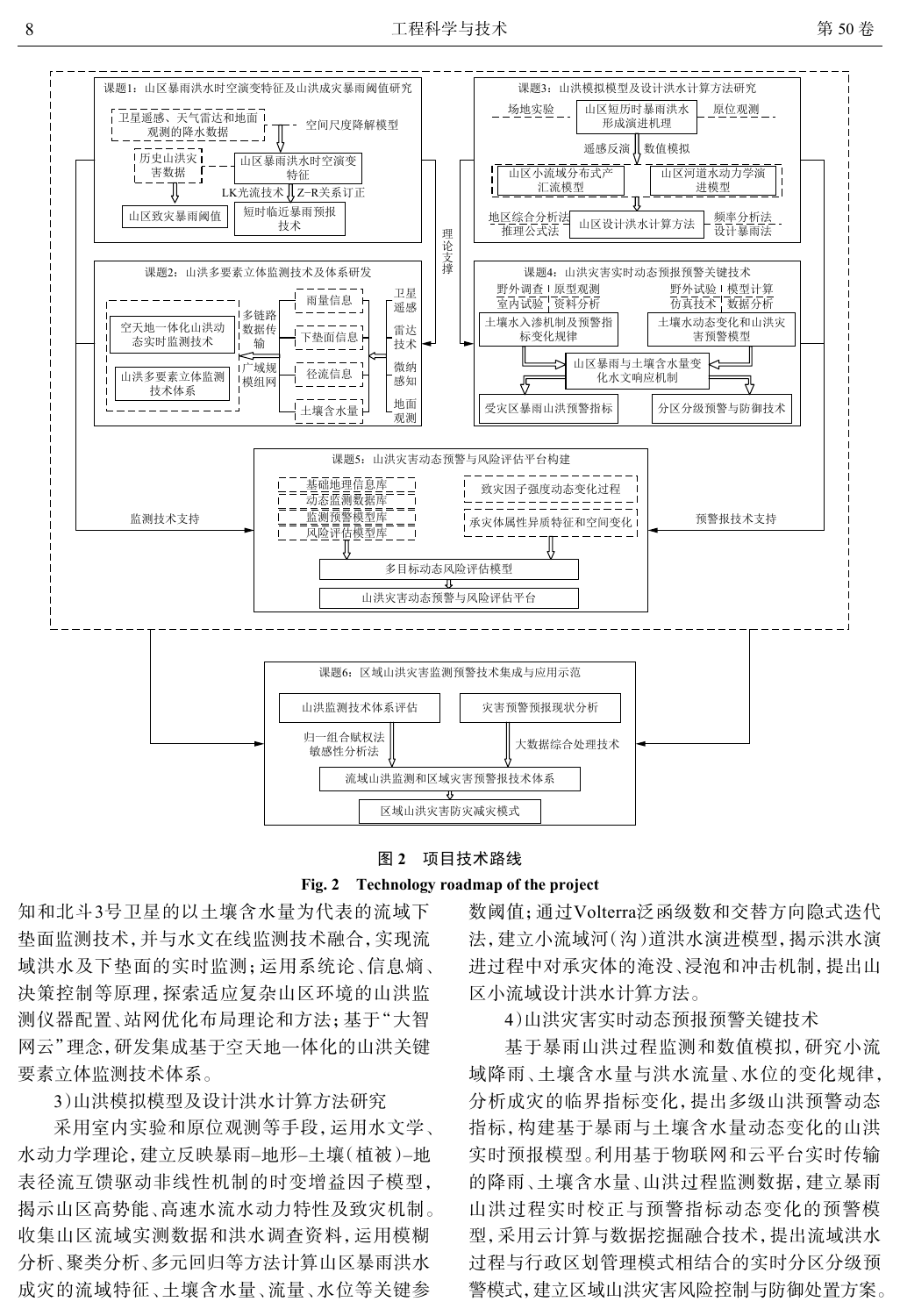图 2　项目技术路线

**Fig. 2　Technology roadmap of the project**

知和北斗3号卫星的以土壤含水量为代表的流域下垫面监测技术，并与水文在线监测技术融合，实现流域洪水及下垫面的实时监测；运用系统论、信息熵、决策控制等原理，探索适应复杂山区环境的山洪监测仪器配置、站网优化布局理论和方法；基于"大智网云"理念，研发集成基于空天地一体化的山洪关键要素立体监测技术体系。

3）山洪模拟模型及设计洪水计算方法研究

采用室内实验和原位观测等手段，运用水文学、水动力学理论，建立反映暴雨–地形–土壤（植被）–地表径流互馈驱动非线性机制的时变增益因子模型，揭示山区高势能、高速水流水动力特性及致灾机制。收集山区流域实测数据和洪水调查资料，运用模糊分析、聚类分析、多元回归等方法计算山区暴雨洪水成灾的流域特征、土壤含水量、流量、水位等关键参数阈值；通过Volterra泛函级数和交替方向隐式迭代法，建立小流域河（沟）道洪水演进模型，揭示洪水演进过程中对承灾体的淹没、浸泡和冲击机制，提出山区小流域设计洪水计算方法。

4）山洪灾害实时动态预报预警关键技术

基于暴雨山洪过程监测和数值模拟，研究小流域降雨、土壤含水量与洪水流量、水位的变化规律，分析成灾的临界指标变化，提出多级山洪预警动态指标，构建基于暴雨与土壤含水量动态变化的山洪实时预报模型。利用基于物联网和云平台实时传输的降雨、土壤含水量、山洪过程监测数据，建立暴雨山洪过程实时校正与预警指标动态变化的预警模型，采用云计算与数据挖掘融合技术，提出流域洪水过程与行政区划管理模式相结合的实时分区分级预警模式，建立区域山洪灾害风险控制与防御处置方案。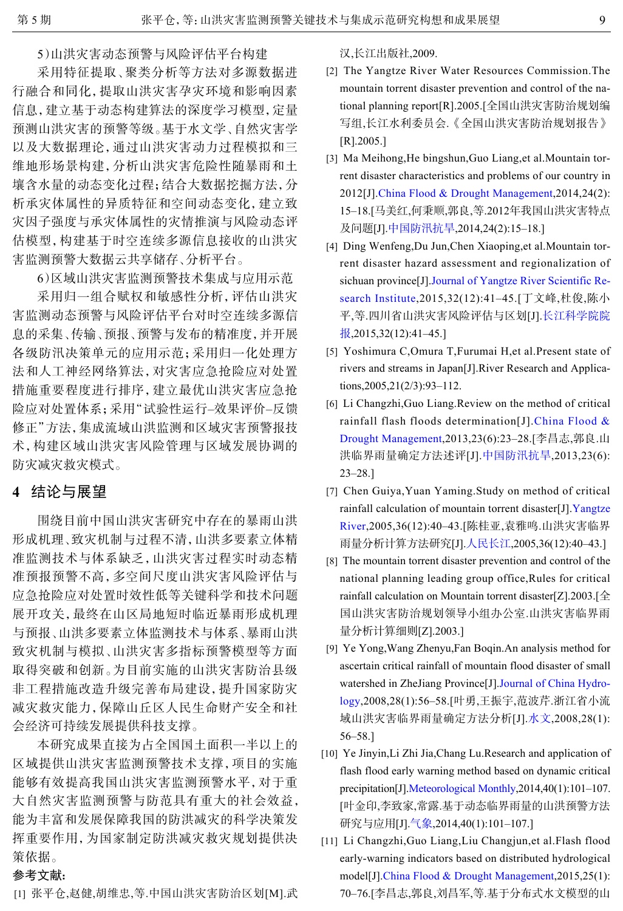5）山洪灾害动态预警与风险评估平台构建

采用特征提取、聚类分析等方法对多源数据进行融合和同化，提取山洪灾害孕灾环境和影响因素信息，建立基于动态构建算法的深度学习模型，定量预测山洪灾害的预警等级。基于水文学、自然灾害学以及大数据理论，通过山洪灾害动力过程模拟和三维地形场景构建，分析山洪灾害危险性随暴雨和土壤含水量的动态变化过程；结合大数据挖掘方法，分析承灾体属性的异质特征和空间动态变化，建立致灾因子强度与承灾体属性的灾情推演与风险动态评估模型，构建基于时空连续多源信息接收的山洪灾害监测预警大数据云共享储存、分析平台。

6）区域山洪灾害监测预警技术集成与应用示范

采用归一组合赋权和敏感性分析，评估山洪灾害监测动态预警与风险评估平台对时空连续多源信息的采集、传输、预报、预警与发布的精准度，并开展各级防汛决策单元的应用示范；采用归一化处理方法和人工神经网络算法，对灾害应急抢险应对处置措施重要程度进行排序，建立最优山洪灾害应急抢险应对处置体系；采用"试验性运行–效果评价–反馈修正"方法，集成流域山洪监测和区域灾害预警报技术，构建区域山洪灾害风险管理与区域发展协调的防灾减灾救灾模式。

## 4 结论与展望

围绕目前中国山洪灾害研究中存在的暴雨山洪形成机理、致灾机制与过程不清，山洪多要素立体精准监测技术与体系缺乏，山洪灾害过程实时动态精准预报预警不高，多空间尺度山洪灾害风险评估与应急抢险应对处置时效性低等关键科学和技术问题展开攻关，最终在山区局地短时临近暴雨形成机理与预报、山洪多要素立体监测技术与体系、暴雨山洪致灾机制与模拟、山洪灾害多指标预警模型等方面取得突破和创新。为目前实施的山洪灾害防治县级非工程措施改造升级完善布局建设，提升国家防灾减灾救灾能力，保障山丘区人民生命财产安全和社会经济可持续发展提供科技支撑。

本研究成果直接为占全国国土面积一半以上的区域提供山洪灾害监测预警技术支撑，项目的实施能够有效提高我国山洪灾害监测预警水平，对于重大自然灾害监测预警与防范具有重大的社会效益，能为丰富和发展保障我国的防洪减灾的科学决策发挥重要作用，为国家制定防洪减灾救灾规划提供决策依据。

**参考文献：**

[1] 张平仓，赵健，胡维忠，等.中国山洪灾害防治区划[M].武汉，长江出版社，2009.

[2] The Yangtze River Water Resources Commission.The mountain torrent disaster prevention and control of the national planning report[R].2005.[全国山洪灾害防治规划编写组，长江水利委员会.《全国山洪灾害防治规划报告》[R].2005.]

[3] Ma Meihong,He bingshun,Guo Liang,et al.Mountain torrent disaster characteristics and problems of our country in 2012[J].China Flood & Drought Management,2014,24(2):15–18.[马美红，何秉顺，郭良，等.2012年我国山洪灾害特点及问题[J].中国防汛抗旱,2014,24(2):15–18.]

[4] Ding Wenfeng,Du Jun,Chen Xiaoping,et al.Mountain torrent disaster hazard assessment and regionalization of sichuan province[J].Journal of Yangtze River Scientific Research Institute,2015,32(12):41–45.[丁文峰，杜俊，陈小平，等.四川省山洪灾害风险评估与区划[J].长江科学院院报,2015,32(12):41–45.]

[5] Yoshimura C,Omura T,Furumai H,et al.Present state of rivers and streams in Japan[J].River Research and Applications,2005,21(2/3):93–112.

[6] Li Changzhi,Guo Liang.Review on the method of critical rainfall flash floods determination[J].China Flood & Drought Management,2013,23(6):23–28.[李昌志，郭良.山洪临界雨量确定方法述评[J].中国防汛抗旱,2013,23(6):23–28.]

[7] Chen Guiya,Yuan Yaming.Study on method of critical rainfall calculation of mountain torrent disaster[J].Yangtze River,2005,36(12):40–43.[陈桂亚，袁雅鸣.山洪灾害临界雨量分析计算方法研究[J].人民长江,2005,36(12):40–43.]

[8] The mountain torrent disaster prevention and control of the national planning leading group office,Rules for critical rainfall calculation on Mountain torrent disaster[Z].2003.[全国山洪灾害防治规划领导小组办公室.山洪灾害临界雨量分析计算细则[Z].2003.]

[9] Ye Yong,Wang Zhenyu,Fan Boqin.An analysis method for ascertain critical rainfall of mountain flood disaster of small watershed in ZheJiang Province[J].Journal of China Hydrology,2008,28(1):56–58.[叶勇，王振宇，范波芹.浙江省小流域山洪灾害临界雨量确定方法分析[J].水文,2008,28(1):56–58.]

[10] Ye Jinyin,Li Zhi Jia,Chang Lu.Research and application of flash flood early warning method based on dynamic critical precipitation[J].Meteorological Monthly,2014,40(1):101–107.[叶金印，李致家，常露.基于动态临界雨量的山洪预警方法研究与应用[J].气象,2014,40(1):101–107.]

[11] Li Changzhi,Guo Liang,Liu Changjun,et al.Flash flood early-warning indicators based on distributed hydrological model[J].China Flood & Drought Management,2015,25(1):70–76.[李昌志，郭良，刘昌军，等.基于分布式水文模型的山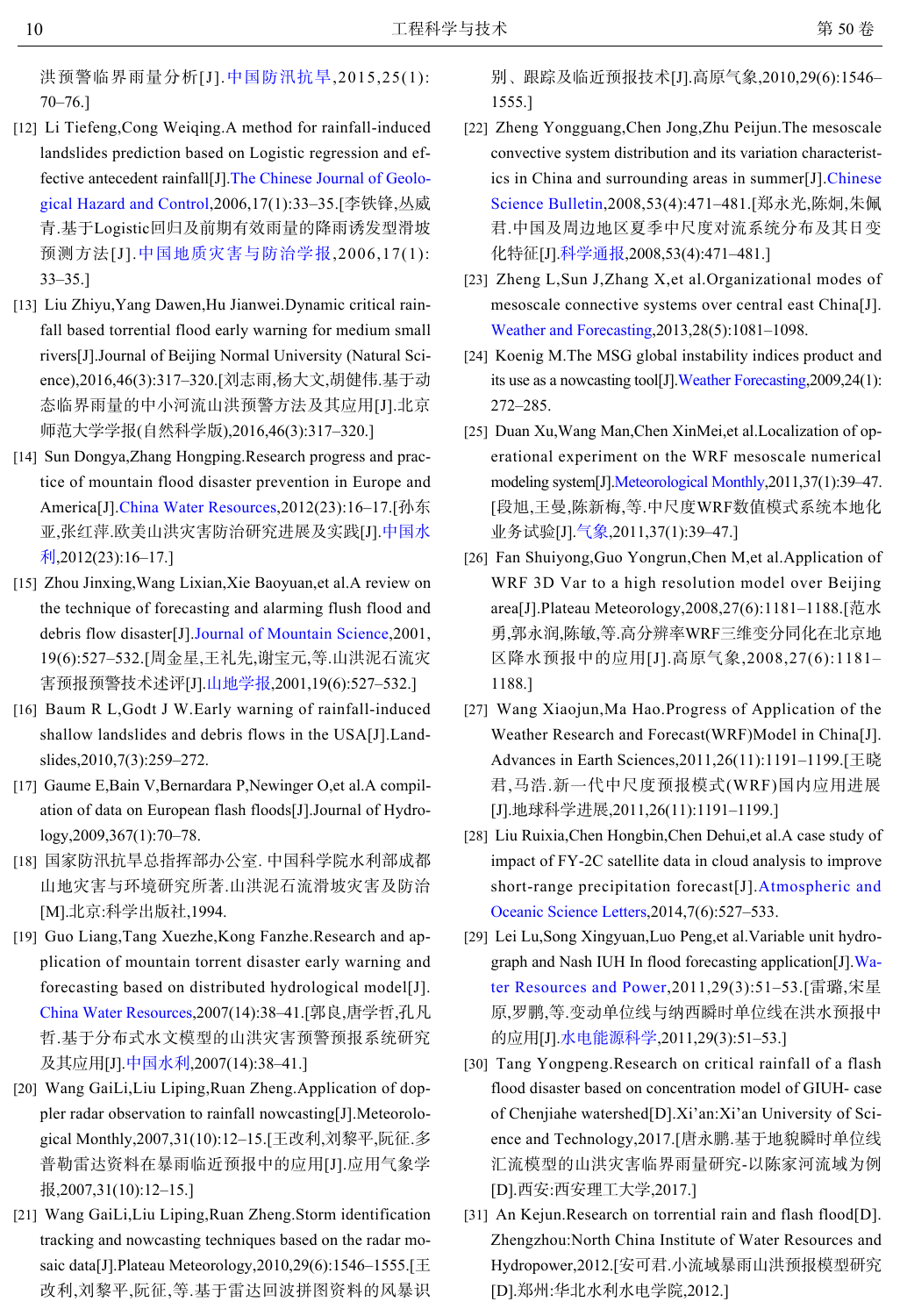洪预警临界雨量分析[J].中国防汛抗旱,2015,25(1):70–76.]

[12] Li Tiefeng,Cong Weiqing.A method for rainfall-induced landslides prediction based on Logistic regression and effective antecedent rainfall[J].The Chinese Journal of Geological Hazard and Control,2006,17(1):33–35.[李铁锋,丛威青.基于Logistic回归及前期有效雨量的降雨诱发型滑坡预测方法[J].中国地质灾害与防治学报,2006,17(1):33–35.]

[13] Liu Zhiyu,Yang Dawen,Hu Jianwei.Dynamic critical rainfall based torrential flood early warning for medium small rivers[J].Journal of Beijing Normal University (Natural Science),2016,46(3):317–320.[刘志雨,杨大文,胡健伟.基于动态临界雨量的中小河流山洪预警方法及其应用[J].北京师范大学学报(自然科学版),2016,46(3):317–320.]

[14] Sun Dongya,Zhang Hongping.Research progress and practice of mountain flood disaster prevention in Europe and America[J].China Water Resources,2012(23):16–17.[孙东亚,张红萍.欧美山洪灾害防治研究进展及实践[J].中国水利,2012(23):16–17.]

[15] Zhou Jinxing,Wang Lixian,Xie Baoyuan,et al.A review on the technique of forecasting and alarming flush flood and debris flow disaster[J].Journal of Mountain Science,2001,19(6):527–532.[周金星,王礼先,谢宝元,等.山洪泥石流灾害预报预警技术述评[J].山地学报,2001,19(6):527–532.]

[16] Baum R L,Godt J W.Early warning of rainfall-induced shallow landslides and debris flows in the USA[J].Landslides,2010,7(3):259–272.

[17] Gaume E,Bain V,Bernardara P,Newinger O,et al.A compilation of data on European flash floods[J].Journal of Hydrology,2009,367(1):70–78.

[18] 国家防汛抗旱总指挥部办公室.中国科学院水利部成都山地灾害与环境研究所著.山洪泥石流滑坡灾害及防治[M].北京:科学出版社,1994.

[19] Guo Liang,Tang Xuezhe,Kong Fanzhe.Research and application of mountain torrent disaster early warning and forecasting based on distributed hydrological model[J].China Water Resources,2007(14):38–41.[郭良,唐学哲,孔凡哲.基于分布式水文模型的山洪灾害预警预报系统研究及其应用[J].中国水利,2007(14):38–41.]

[20] Wang GaiLi,Liu Liping,Ruan Zheng.Application of doppler radar observation to rainfall nowcasting[J].Meteorological Monthly,2007,31(10):12–15.[王改利,刘黎平,阮征.多普勒雷达资料在暴雨临近预报中的应用[J].应用气象学报,2007,31(10):12–15.]

[21] Wang GaiLi,Liu Liping,Ruan Zheng.Storm identification tracking and nowcasting techniques based on the radar mosaic data[J].Plateau Meteorology,2010,29(6):1546–1555.[王改利,刘黎平,阮征,等.基于雷达回波拼图资料的风暴识别、跟踪及临近预报技术[J].高原气象,2010,29(6):1546–1555.]

[22] Zheng Yongguang,Chen Jong,Zhu Peijun.The mesoscale convective system distribution and its variation characteristics in China and surrounding areas in summer[J].Chinese Science Bulletin,2008,53(4):471–481.[郑永光,陈炯,朱佩君.中国及周边地区夏季中尺度对流系统分布及其日变化特征[J].科学通报,2008,53(4):471–481.]

[23] Zheng L,Sun J,Zhang X,et al.Organizational modes of mesoscale connective systems over central east China[J].Weather and Forecasting,2013,28(5):1081–1098.

[24] Koenig M.The MSG global instability indices product and its use as a nowcasting tool[J].Weather Forecasting,2009,24(1):272–285.

[25] Duan Xu,Wang Man,Chen XinMei,et al.Localization of operational experiment on the WRF mesoscale numerical modeling system[J].Meteorological Monthly,2011,37(1):39–47.[段旭,王曼,陈新梅,等.中尺度WRF数值模式系统本地化业务试验[J].气象,2011,37(1):39–47.]

[26] Fan Shuiyong,Guo Yongrun,Chen M,et al.Application of WRF 3D Var to a high resolution model over Beijing area[J].Plateau Meteorology,2008,27(6):1181–1188.[范水勇,郭永润,陈敏,等.高分辨率WRF三维变分同化在北京地区降水预报中的应用[J].高原气象,2008,27(6):1181–1188.]

[27] Wang Xiaojun,Ma Hao.Progress of Application of the Weather Research and Forecast(WRF)Model in China[J].Advances in Earth Sciences,2011,26(11):1191–1199.[王晓君,马浩.新一代中尺度预报模式(WRF)国内应用进展[J].地球科学进展,2011,26(11):1191–1199.]

[28] Liu Ruixia,Chen Hongbin,Chen Dehui,et al.A case study of impact of FY-2C satellite data in cloud analysis to improve short-range precipitation forecast[J].Atmospheric and Oceanic Science Letters,2014,7(6):527–533.

[29] Lei Lu,Song Xingyuan,Luo Peng,et al.Variable unit hydrograph and Nash IUH In flood forecasting application[J].Water Resources and Power,2011,29(3):51–53.[雷璐,宋星原,罗鹏,等.变动单位线与纳西瞬时单位线在洪水预报中的应用[J].水电能源科学,2011,29(3):51–53.]

[30] Tang Yongpeng.Research on critical rainfall of a flash flood disaster based on concentration model of GIUH- case of Chenjiahe watershed[D].Xi'an:Xi'an University of Science and Technology,2017.[唐永鹏.基于地貌瞬时单位线汇流模型的山洪灾害临界雨量研究-以陈家河流域为例[D].西安:西安理工大学,2017.]

[31] An Kejun.Research on torrential rain and flash flood[D].Zhengzhou:North China Institute of Water Resources and Hydropower,2012.[安可君.小流域暴雨山洪预报模型研究[D].郑州:华北水利水电学院,2012.]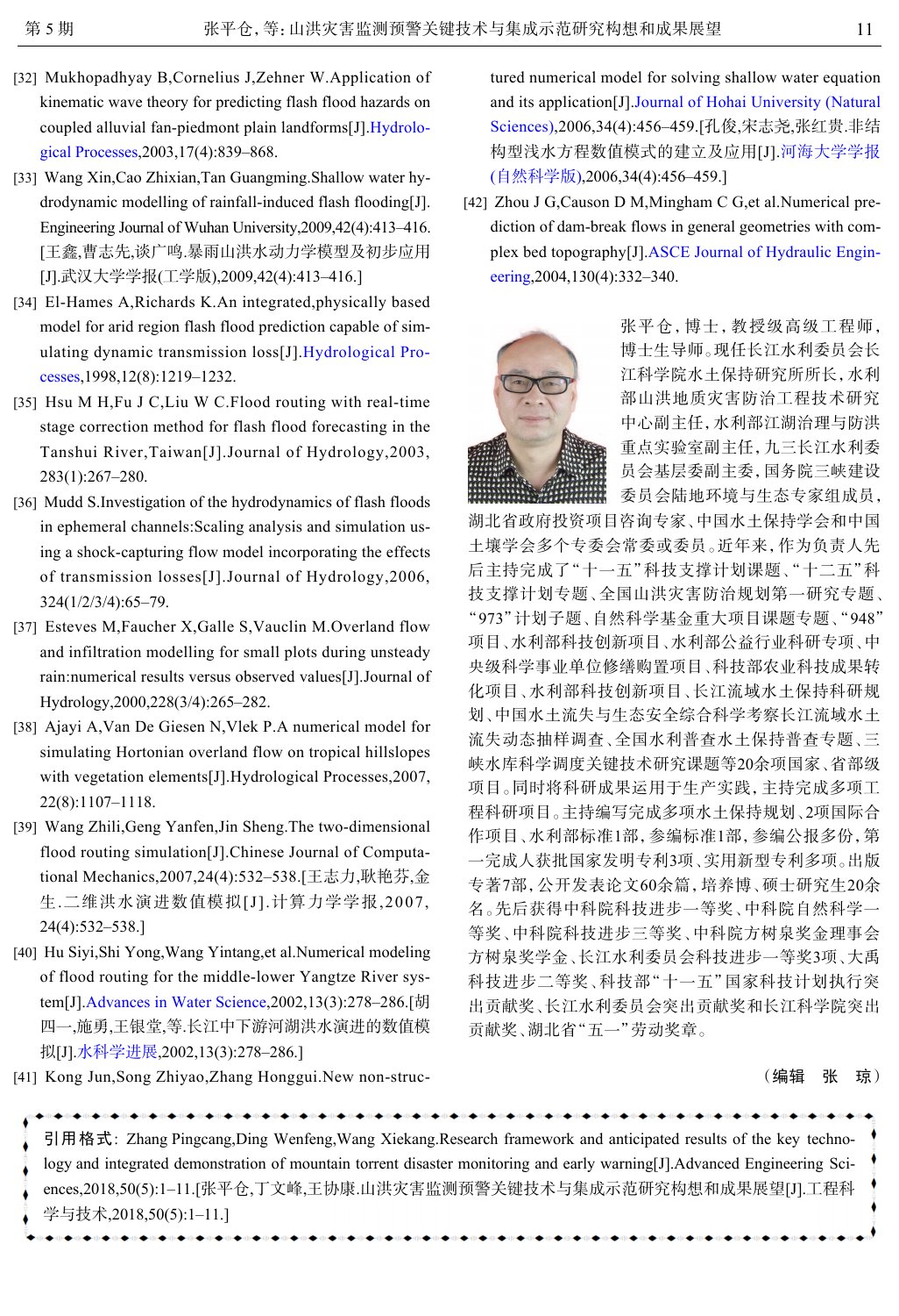[32] Mukhopadhyay B,Cornelius J,Zehner W.Application of kinematic wave theory for predicting flash flood hazards on coupled alluvial fan-piedmont plain landforms[J].Hydrological Processes,2003,17(4):839–868.

[33] Wang Xin,Cao Zhixian,Tan Guangming.Shallow water hydrodynamic modelling of rainfall-induced flash flooding[J]. Engineering Journal of Wuhan University,2009,42(4):413–416.[王鑫,曹志先,谈广鸣.暴雨山洪水动力学模型及初步应用[J].武汉大学学报(工学版),2009,42(4):413–416.]

[34] El-Hames A,Richards K.An integrated,physically based model for arid region flash flood prediction capable of simulating dynamic transmission loss[J].Hydrological Processes,1998,12(8):1219–1232.

[35] Hsu M H,Fu J C,Liu W C.Flood routing with real-time stage correction method for flash flood forecasting in the Tanshui River,Taiwan[J].Journal of Hydrology,2003, 283(1):267–280.

[36] Mudd S.Investigation of the hydrodynamics of flash floods in ephemeral channels:Scaling analysis and simulation using a shock-capturing flow model incorporating the effects of transmission losses[J].Journal of Hydrology,2006, 324(1/2/3/4):65–79.

[37] Esteves M,Faucher X,Galle S,Vauclin M.Overland flow and infiltration modelling for small plots during unsteady rain:numerical results versus observed values[J].Journal of Hydrology,2000,228(3/4):265–282.

[38] Ajayi A,Van De Giesen N,Vlek P.A numerical model for simulating Hortonian overland flow on tropical hillslopes with vegetation elements[J].Hydrological Processes,2007, 22(8):1107–1118.

[39] Wang Zhili,Geng Yanfen,Jin Sheng.The two-dimensional flood routing simulation[J].Chinese Journal of Computational Mechanics,2007,24(4):532–538.[王志力,耿艳芬,金生.二维洪水演进数值模拟[J].计算力学学报,2007, 24(4):532–538.]

[40] Hu Siyi,Shi Yong,Wang Yintang,et al.Numerical modeling of flood routing for the middle-lower Yangtze River system[J].Advances in Water Science,2002,13(3):278–286.[胡四一,施勇,王银堂,等.长江中下游河湖洪水演进的数值模拟[J].水科学进展,2002,13(3):278–286.]

[41] Kong Jun,Song Zhiyao,Zhang Honggui.New non-structured numerical model for solving shallow water equation and its application[J].Journal of Hohai University (Natural Sciences),2006,34(4):456–459.[孔俊,宋志尧,张红贵.非结构型浅水方程数值模式的建立及应用[J].河海大学学报(自然科学版),2006,34(4):456–459.]

[42] Zhou J G,Causon D M,Mingham C G,et al.Numerical prediction of dam-break flows in general geometries with complex bed topography[J].ASCE Journal of Hydraulic Engineering,2004,130(4):332–340.

张平仓，博士，教授级高级工程师，博士生导师。现任长江水利委员会长江科学院水土保持研究所所长，水利部山洪地质灾害防治工程技术研究中心副主任，水利部江湖治理与防洪重点实验室副主任，九三长江水利委员会基层委副主委，国务院三峡建设委员会陆地环境与生态专家组成员，湖北省政府投资项目咨询专家、中国水土保持学会和中国土壤学会多个专委会常委或委员。近年来，作为负责人先后主持完成了“十一五”科技支撑计划课题、“十二五”科技支撑计划专题、全国山洪灾害防治规划第一研究专题、“973”计划子题、自然科学基金重大项目课题专题、“948”项目、水利部科技创新项目、水利部公益行业科研专项、中央级科学事业单位修缮购置项目、科技部农业科技成果转化项目、水利部科技创新项目、长江流域水土保持科研规划、中国水土流失与生态安全综合科学考察长江流域水土流失动态抽样调查、全国水利普查水土保持普查专题、三峡水库科学调度关键技术研究课题等20余项国家、省部级项目。同时将科研成果运用于生产实践，主持完成多项工程科研项目。主持编写完成多项水土保持规划、2项国际合作项目、水利部标准1部，参编标准1部，参编公报多份，第一完成人获批国家发明专利3项、实用新型专利多项。出版专著7部，公开发表论文60余篇，培养博、硕士研究生20余名。先后获得中科院科技进步一等奖、中科院自然科学一等奖、中科院科技进步三等奖、中科院方树泉奖金理事会方树泉奖学金、长江水利委员会科技进步一等奖3项、大禹科技进步二等奖、科技部“十一五”国家科技计划执行突出贡献奖、长江水利委员会突出贡献奖和长江科学院突出贡献奖、湖北省“五一”劳动奖章。

（编辑　张　琼）

引用格式：Zhang Pingcang,Ding Wenfeng,Wang Xiekang.Research framework and anticipated results of the key technology and integrated demonstration of mountain torrent disaster monitoring and early warning[J].Advanced Engineering Sciences,2018,50(5):1–11.[张平仓,丁文峰,王协康.山洪灾害监测预警关键技术与集成示范研究构想和成果展望[J].工程科学与技术,2018,50(5):1–11.]